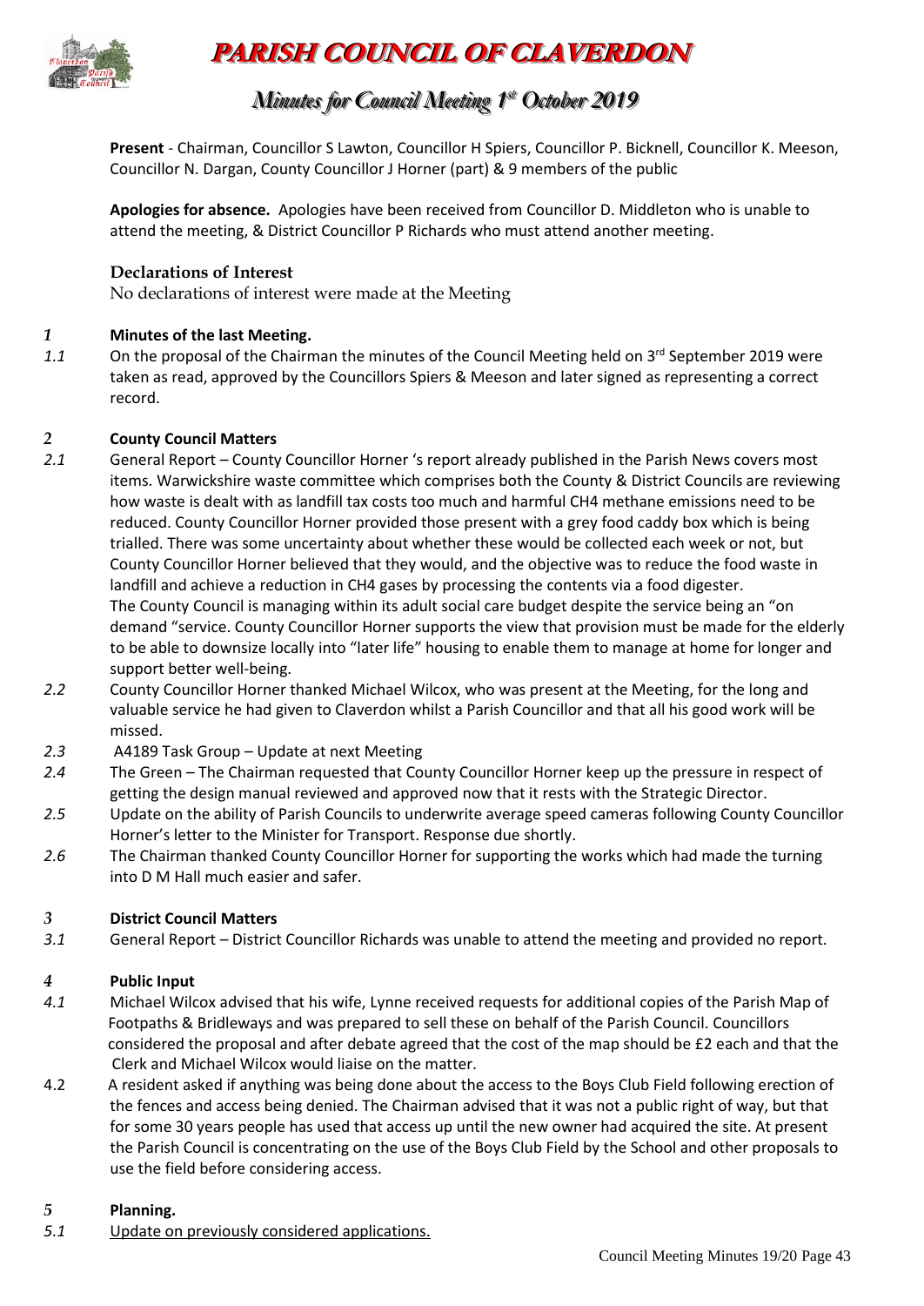# PARISH COUNCIL OF CLAVERDON

## Minutes for Council Meeting 1st October 2019

**Present** - Chairman, Councillor S Lawton, Councillor H Spiers, Councillor P. Bicknell, Councillor K. Meeson, Councillor N. Dargan, County Councillor J Horner (part) & 9 members of the public

**Apologies for absence.** Apologies have been received from Councillor D. Middleton who is unable to attend the meeting, & District Councillor P Richards who must attend another meeting.

**Declarations of Interest**

No declarations of interest were made at the Meeting

### *1* Minutes of the last Meeting.

*1.1* On the proposal of the Chairman the minutes of the Council Meeting held on 3rd September 2019 were taken as read, approved by the Councillors Spiers & Meeson and later signed as representing a correct record.

### *2* County Council Matters

*2.1* General Report – County Councillor Horner 's report already published in the Parish News covers most items. Warwickshire waste committee which comprises both the County & District Councils are reviewing how waste is dealt with as landfill tax costs too much and harmful CH4 methane emissions need to be reduced. County Councillor Horner provided those present with a grey food caddy box which is being trialled. There was some uncertainty about whether these would be collected each week or not, but County Councillor Horner believed that they would, and the objective was to reduce the food waste in landfill and achieve a reduction in CH4 gases by processing the contents via a food digester.
The County Council is managing within its adult social care budget despite the service being an "on demand "service. County Councillor Horner supports the view that provision must be made for the elderly to be able to downsize locally into "later life" housing to enable them to manage at home for longer and support better well-being.

*2.2* County Councillor Horner thanked Michael Wilcox, who was present at the Meeting, for the long and valuable service he had given to Claverdon whilst a Parish Councillor and that all his good work will be missed.

*2.3* A4189 Task Group – Update at next Meeting

*2.4* The Green – The Chairman requested that County Councillor Horner keep up the pressure in respect of getting the design manual reviewed and approved now that it rests with the Strategic Director.

*2.5* Update on the ability of Parish Councils to underwrite average speed cameras following County Councillor Horner's letter to the Minister for Transport. Response due shortly.

*2.6* The Chairman thanked County Councillor Horner for supporting the works which had made the turning into D M Hall much easier and safer.

### *3* District Council Matters

*3.1* General Report – District Councillor Richards was unable to attend the meeting and provided no report.

### *4* Public Input

*4.1* Michael Wilcox advised that his wife, Lynne received requests for additional copies of the Parish Map of Footpaths & Bridleways and was prepared to sell these on behalf of the Parish Council. Councillors considered the proposal and after debate agreed that the cost of the map should be £2 each and that the Clerk and Michael Wilcox would liaise on the matter.

4.2 A resident asked if anything was being done about the access to the Boys Club Field following erection of the fences and access being denied. The Chairman advised that it was not a public right of way, but that for some 30 years people has used that access up until the new owner had acquired the site. At present the Parish Council is concentrating on the use of the Boys Club Field by the School and other proposals to use the field before considering access.

### *5* Planning.

*5.1* Update on previously considered applications.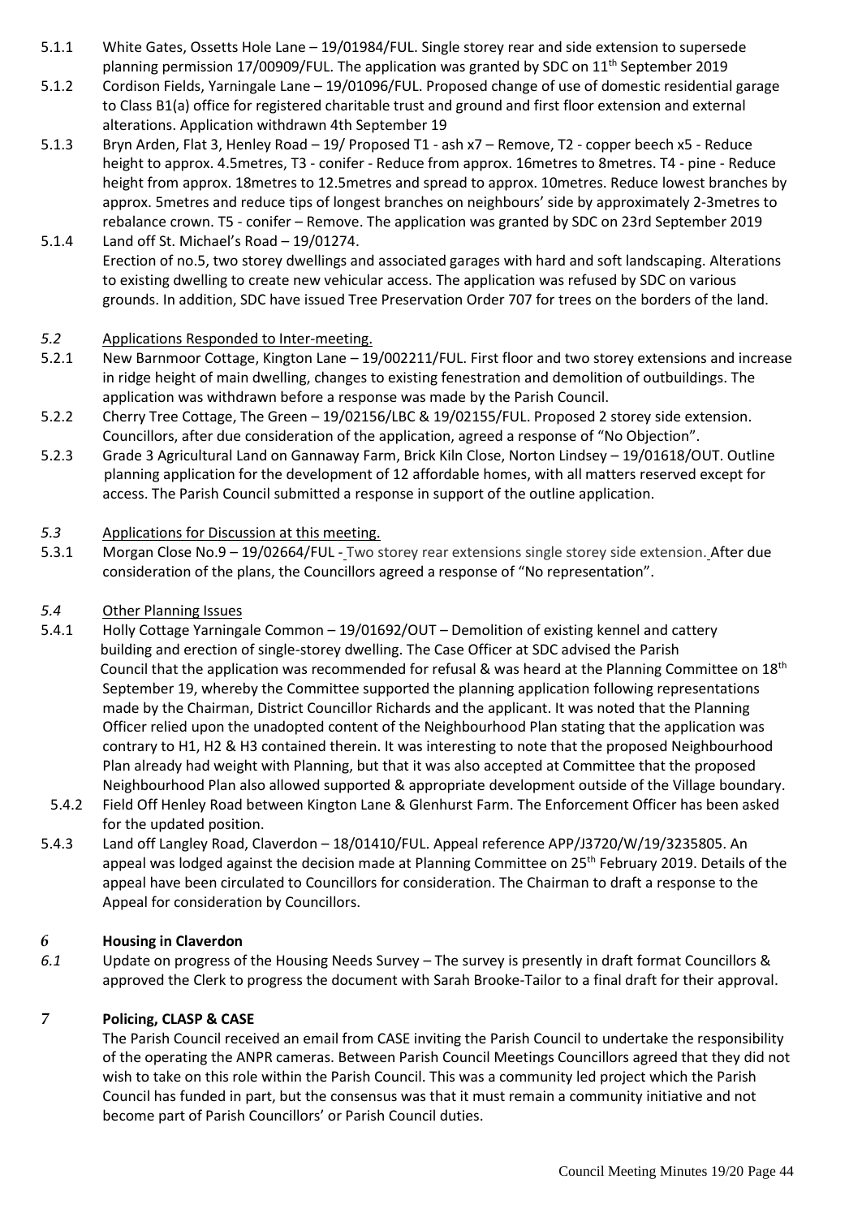5.1.1 White Gates, Ossetts Hole Lane – 19/01984/FUL. Single storey rear and side extension to supersede planning permission 17/00909/FUL. The application was granted by SDC on 11th September 2019

5.1.2 Cordison Fields, Yarningale Lane – 19/01096/FUL. Proposed change of use of domestic residential garage to Class B1(a) office for registered charitable trust and ground and first floor extension and external alterations. Application withdrawn 4th September 19

5.1.3 Bryn Arden, Flat 3, Henley Road – 19/ Proposed T1 - ash x7 – Remove, T2 - copper beech x5 - Reduce height to approx. 4.5metres, T3 - conifer - Reduce from approx. 16metres to 8metres. T4 - pine - Reduce height from approx. 18metres to 12.5metres and spread to approx. 10metres. Reduce lowest branches by approx. 5metres and reduce tips of longest branches on neighbours' side by approximately 2-3metres to rebalance crown. T5 - conifer – Remove. The application was granted by SDC on 23rd September 2019

5.1.4 Land off St. Michael's Road – 19/01274.
Erection of no.5, two storey dwellings and associated garages with hard and soft landscaping. Alterations to existing dwelling to create new vehicular access. The application was refused by SDC on various grounds. In addition, SDC have issued Tree Preservation Order 707 for trees on the borders of the land.

*5.2* Applications Responded to Inter-meeting.

5.2.1 New Barnmoor Cottage, Kington Lane – 19/002211/FUL. First floor and two storey extensions and increase in ridge height of main dwelling, changes to existing fenestration and demolition of outbuildings. The application was withdrawn before a response was made by the Parish Council.

5.2.2 Cherry Tree Cottage, The Green – 19/02156/LBC & 19/02155/FUL. Proposed 2 storey side extension. Councillors, after due consideration of the application, agreed a response of "No Objection".

5.2.3 Grade 3 Agricultural Land on Gannaway Farm, Brick Kiln Close, Norton Lindsey – 19/01618/OUT. Outline planning application for the development of 12 affordable homes, with all matters reserved except for access. The Parish Council submitted a response in support of the outline application.

*5.3* Applications for Discussion at this meeting.

5.3.1 Morgan Close No.9 – 19/02664/FUL - Two storey rear extensions single storey side extension. After due consideration of the plans, the Councillors agreed a response of "No representation".

*5.4* Other Planning Issues

5.4.1 Holly Cottage Yarningale Common – 19/01692/OUT – Demolition of existing kennel and cattery building and erection of single-storey dwelling. The Case Officer at SDC advised the Parish Council that the application was recommended for refusal & was heard at the Planning Committee on 18th September 19, whereby the Committee supported the planning application following representations made by the Chairman, District Councillor Richards and the applicant. It was noted that the Planning Officer relied upon the unadopted content of the Neighbourhood Plan stating that the application was contrary to H1, H2 & H3 contained therein. It was interesting to note that the proposed Neighbourhood Plan already had weight with Planning, but that it was also accepted at Committee that the proposed Neighbourhood Plan also allowed supported & appropriate development outside of the Village boundary.

5.4.2 Field Off Henley Road between Kington Lane & Glenhurst Farm. The Enforcement Officer has been asked for the updated position.

5.4.3 Land off Langley Road, Claverdon – 18/01410/FUL. Appeal reference APP/J3720/W/19/3235805. An appeal was lodged against the decision made at Planning Committee on 25th February 2019. Details of the appeal have been circulated to Councillors for consideration. The Chairman to draft a response to the Appeal for consideration by Councillors.

## *6* Housing in Claverdon

*6.1* Update on progress of the Housing Needs Survey – The survey is presently in draft format Councillors & approved the Clerk to progress the document with Sarah Brooke-Tailor to a final draft for their approval.

## *7* Policing, CLASP & CASE

The Parish Council received an email from CASE inviting the Parish Council to undertake the responsibility of the operating the ANPR cameras. Between Parish Council Meetings Councillors agreed that they did not wish to take on this role within the Parish Council. This was a community led project which the Parish Council has funded in part, but the consensus was that it must remain a community initiative and not become part of Parish Councillors' or Parish Council duties.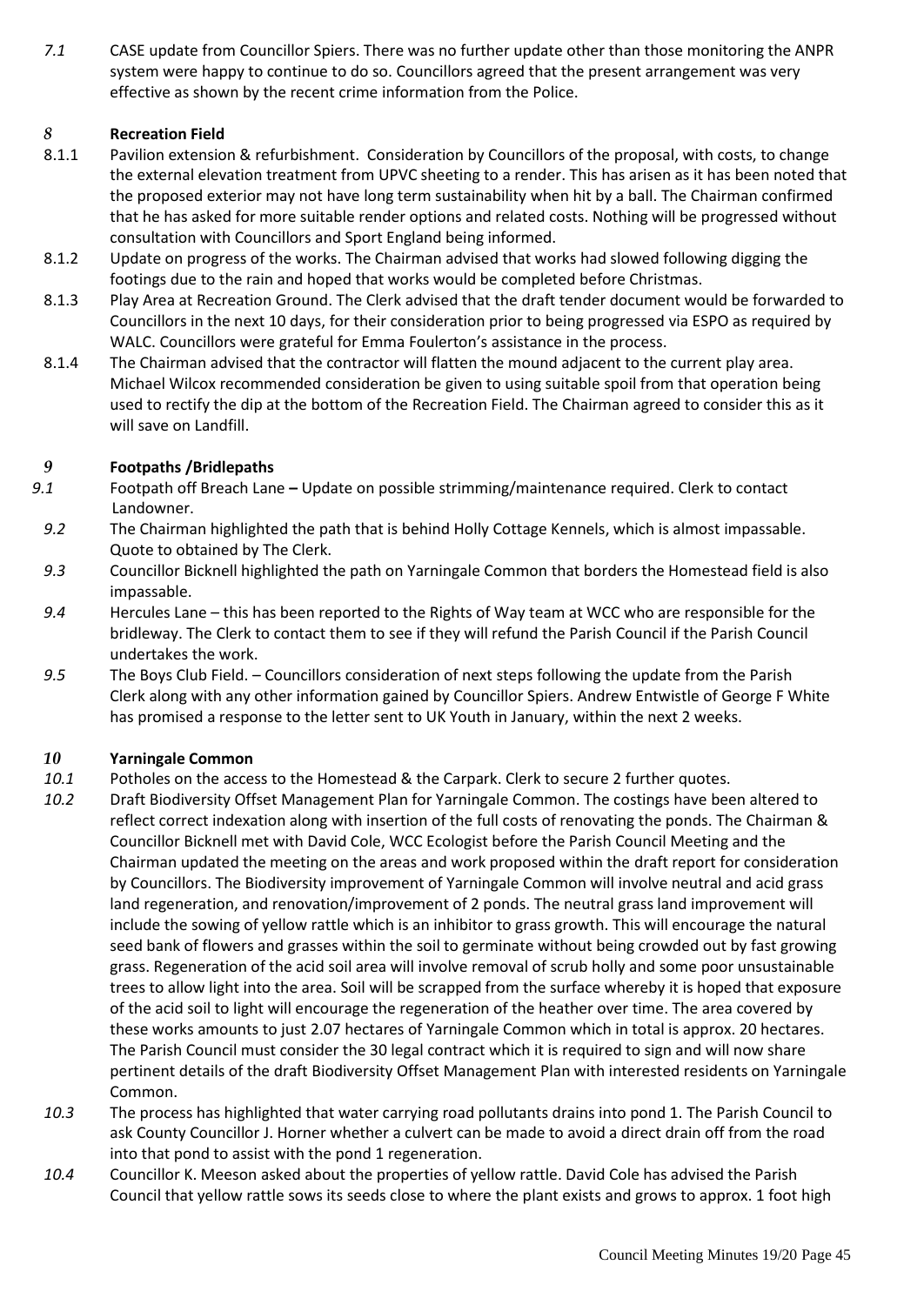*7.1* CASE update from Councillor Spiers. There was no further update other than those monitoring the ANPR system were happy to continue to do so. Councillors agreed that the present arrangement was very effective as shown by the recent crime information from the Police.

## *8* Recreation Field

8.1.1 Pavilion extension & refurbishment. Consideration by Councillors of the proposal, with costs, to change the external elevation treatment from UPVC sheeting to a render. This has arisen as it has been noted that the proposed exterior may not have long term sustainability when hit by a ball. The Chairman confirmed that he has asked for more suitable render options and related costs. Nothing will be progressed without consultation with Councillors and Sport England being informed.

8.1.2 Update on progress of the works. The Chairman advised that works had slowed following digging the footings due to the rain and hoped that works would be completed before Christmas.

8.1.3 Play Area at Recreation Ground. The Clerk advised that the draft tender document would be forwarded to Councillors in the next 10 days, for their consideration prior to being progressed via ESPO as required by WALC. Councillors were grateful for Emma Foulerton's assistance in the process.

8.1.4 The Chairman advised that the contractor will flatten the mound adjacent to the current play area. Michael Wilcox recommended consideration be given to using suitable spoil from that operation being used to rectify the dip at the bottom of the Recreation Field. The Chairman agreed to consider this as it will save on Landfill.

## *9* Footpaths /Bridlepaths

*9.1* Footpath off Breach Lane **–** Update on possible strimming/maintenance required. Clerk to contact Landowner.

*9.2* The Chairman highlighted the path that is behind Holly Cottage Kennels, which is almost impassable. Quote to obtained by The Clerk.

*9.3* Councillor Bicknell highlighted the path on Yarningale Common that borders the Homestead field is also impassable.

*9.4* Hercules Lane – this has been reported to the Rights of Way team at WCC who are responsible for the bridleway. The Clerk to contact them to see if they will refund the Parish Council if the Parish Council undertakes the work.

*9.5* The Boys Club Field. – Councillors consideration of next steps following the update from the Parish Clerk along with any other information gained by Councillor Spiers. Andrew Entwistle of George F White has promised a response to the letter sent to UK Youth in January, within the next 2 weeks.

## *10* Yarningale Common

*10.1* Potholes on the access to the Homestead & the Carpark. Clerk to secure 2 further quotes.

*10.2* Draft Biodiversity Offset Management Plan for Yarningale Common. The costings have been altered to reflect correct indexation along with insertion of the full costs of renovating the ponds. The Chairman & Councillor Bicknell met with David Cole, WCC Ecologist before the Parish Council Meeting and the Chairman updated the meeting on the areas and work proposed within the draft report for consideration by Councillors. The Biodiversity improvement of Yarningale Common will involve neutral and acid grass land regeneration, and renovation/improvement of 2 ponds. The neutral grass land improvement will include the sowing of yellow rattle which is an inhibitor to grass growth. This will encourage the natural seed bank of flowers and grasses within the soil to germinate without being crowded out by fast growing grass. Regeneration of the acid soil area will involve removal of scrub holly and some poor unsustainable trees to allow light into the area. Soil will be scrapped from the surface whereby it is hoped that exposure of the acid soil to light will encourage the regeneration of the heather over time. The area covered by these works amounts to just 2.07 hectares of Yarningale Common which in total is approx. 20 hectares. The Parish Council must consider the 30 legal contract which it is required to sign and will now share pertinent details of the draft Biodiversity Offset Management Plan with interested residents on Yarningale Common.

*10.3* The process has highlighted that water carrying road pollutants drains into pond 1. The Parish Council to ask County Councillor J. Horner whether a culvert can be made to avoid a direct drain off from the road into that pond to assist with the pond 1 regeneration.

*10.4* Councillor K. Meeson asked about the properties of yellow rattle. David Cole has advised the Parish Council that yellow rattle sows its seeds close to where the plant exists and grows to approx. 1 foot high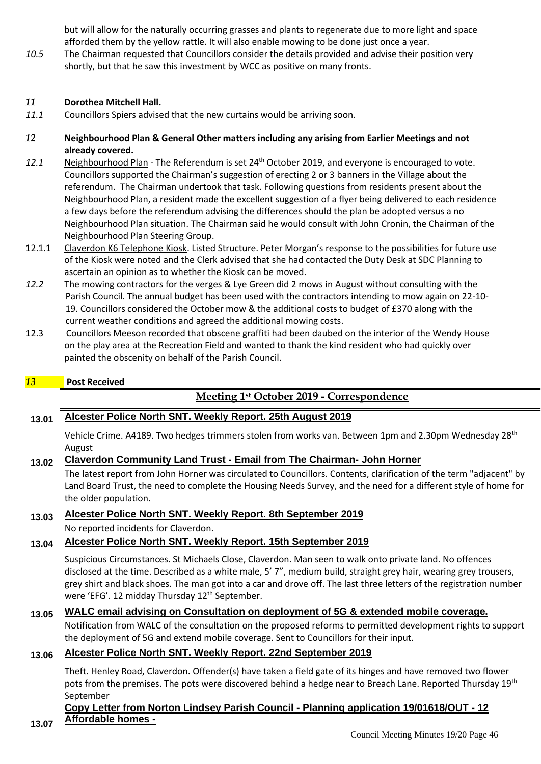but will allow for the naturally occurring grasses and plants to regenerate due to more light and space afforded them by the yellow rattle. It will also enable mowing to be done just once a year.

*10.5* The Chairman requested that Councillors consider the details provided and advise their position very shortly, but that he saw this investment by WCC as positive on many fronts.

*11* **Dorothea Mitchell Hall.**

*11.1* Councillors Spiers advised that the new curtains would be arriving soon.

*12* **Neighbourhood Plan & General Other matters including any arising from Earlier Meetings and not already covered.**

*12.1* Neighbourhood Plan - The Referendum is set 24th October 2019, and everyone is encouraged to vote. Councillors supported the Chairman's suggestion of erecting 2 or 3 banners in the Village about the referendum. The Chairman undertook that task. Following questions from residents present about the Neighbourhood Plan, a resident made the excellent suggestion of a flyer being delivered to each residence a few days before the referendum advising the differences should the plan be adopted versus a no Neighbourhood Plan situation. The Chairman said he would consult with John Cronin, the Chairman of the Neighbourhood Plan Steering Group.

12.1.1 Claverdon K6 Telephone Kiosk. Listed Structure. Peter Morgan's response to the possibilities for future use of the Kiosk were noted and the Clerk advised that she had contacted the Duty Desk at SDC Planning to ascertain an opinion as to whether the Kiosk can be moved.

*12.2* The mowing contractors for the verges & Lye Green did 2 mows in August without consulting with the Parish Council. The annual budget has been used with the contractors intending to mow again on 22-10-19. Councillors considered the October mow & the additional costs to budget of £370 along with the current weather conditions and agreed the additional mowing costs.

12.3 Councillors Meeson recorded that obscene graffiti had been daubed on the interior of the Wendy House on the play area at the Recreation Field and wanted to thank the kind resident who had quickly over painted the obscenity on behalf of the Parish Council.

*13* **Post Received**

## Meeting 1st October 2019 - Correspondence

**13.01** **Alcester Police North SNT. Weekly Report. 25th August 2019**

Vehicle Crime. A4189. Two hedges trimmers stolen from works van. Between 1pm and 2.30pm Wednesday 28th August

**13.02** **Claverdon Community Land Trust - Email from The Chairman- John Horner**

The latest report from John Horner was circulated to Councillors. Contents, clarification of the term "adjacent" by Land Board Trust, the need to complete the Housing Needs Survey, and the need for a different style of home for the older population.

**13.03** **Alcester Police North SNT. Weekly Report. 8th September 2019**

No reported incidents for Claverdon.

**13.04** **Alcester Police North SNT. Weekly Report. 15th September 2019**

Suspicious Circumstances. St Michaels Close, Claverdon. Man seen to walk onto private land. No offences disclosed at the time. Described as a white male, 5' 7", medium build, straight grey hair, wearing grey trousers, grey shirt and black shoes. The man got into a car and drove off. The last three letters of the registration number were 'EFG'. 12 midday Thursday 12th September.

**13.05** **WALC email advising on Consultation on deployment of 5G & extended mobile coverage.**

Notification from WALC of the consultation on the proposed reforms to permitted development rights to support the deployment of 5G and extend mobile coverage. Sent to Councillors for their input.

**13.06** **Alcester Police North SNT. Weekly Report. 22nd September 2019**

Theft. Henley Road, Claverdon. Offender(s) have taken a field gate of its hinges and have removed two flower pots from the premises. The pots were discovered behind a hedge near to Breach Lane. Reported Thursday 19th September

**13.07** **Copy Letter from Norton Lindsey Parish Council - Planning application 19/01618/OUT - 12 Affordable homes -**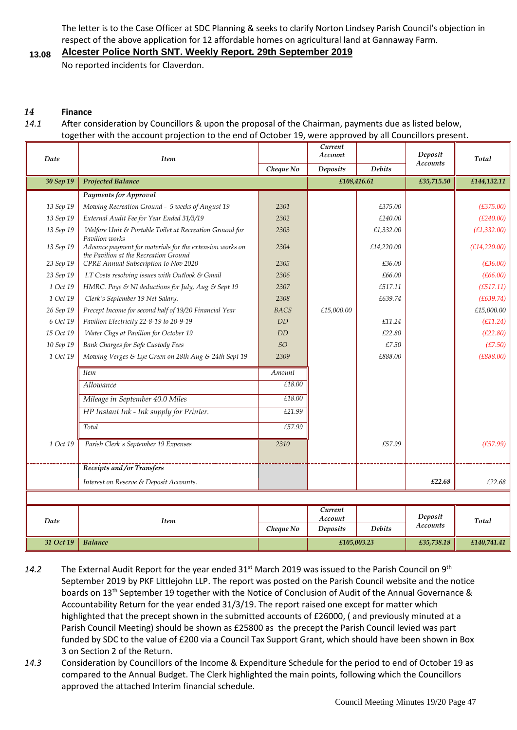The letter is to the Case Officer at SDC Planning & seeks to clarify Norton Lindsey Parish Council's objection in respect of the above application for 12 affordable homes on agricultural land at Gannaway Farm.

**13.08** **Alcester Police North SNT. Weekly Report. 29th September 2019**

No reported incidents for Claverdon.

## *14* Finance

*14.1* After consideration by Councillors & upon the proposal of the Chairman, payments due as listed below, together with the account projection to the end of October 19, were approved by all Councillors present.

| Date | Item | Cheque No | Current Account Deposits | Debits | Deposit Accounts | Total |
|---|---|---|---|---|---|---|
| 30 Sep 19 | Projected Balance | | £108,416.61 | | £35,715.50 | £144,132.11 |
| | Payments for Approval | | | | | |
| 13 Sep 19 | Mowing Recreation Ground - 5 weeks of August 19 | 2301 | | £375.00 | | (£375.00) |
| 13 Sep 19 | External Audit Fee for Year Ended 31/3/19 | 2302 | | £240.00 | | (£240.00) |
| 13 Sep 19 | Welfare Unit & Portable Toilet at Recreation Ground for Pavilion works | 2303 | | £1,332.00 | | (£1,332.00) |
| 13 Sep 19 | Advance payment for materials for the extension works on the Pavilion at the Recreation Ground | 2304 | | £14,220.00 | | (£14,220.00) |
| 23 Sep 19 | CPRE Annual Subscription to Nov 2020 | 2305 | | £36.00 | | (£36.00) |
| 23 Sep 19 | I.T Costs resolving issues with Outlook & Gmail | 2306 | | £66.00 | | (£66.00) |
| 1 Oct 19 | HMRC. Paye & NI deductions for July, Aug & Sept 19 | 2307 | | £517.11 | | (£517.11) |
| 1 Oct 19 | Clerk's September 19 Net Salary. | 2308 | | £639.74 | | (£639.74) |
| 26 Sep 19 | Precept Income for second half of 19/20 Financial Year | BACS | £15,000.00 | | | £15,000.00 |
| 6 Oct 19 | Pavilion Electricity 22-8-19 to 20-9-19 | DD | | £11.24 | | (£11.24) |
| 15 Oct 19 | Water Chgs at Pavilion for October 19 | DD | | £22.80 | | (£22.80) |
| 10 Sep 19 | Bank Charges for Safe Custody Fees | SO | | £7.50 | | (£7.50) |
| 1 Oct 19 | Mowing Verges & Lye Green on 28th Aug & 24th Sept 19 | 2309 | | £888.00 | | (£888.00) |
| | Item | Amount | | | | |
| | Allowance | £18.00 | | | | |
| | Mileage in September 40.0 Miles | £18.00 | | | | |
| | HP Instant Ink - Ink supply for Printer. | £21.99 | | | | |
| | Total | £57.99 | | | | |
| 1 Oct 19 | Parish Clerk's September 19 Expenses | 2310 | | £57.99 | | (£57.99) |
| | Receipts and/or Transfers | | | | | |
| | Interest on Reserve & Deposit Accounts. | | | | £22.68 | £22.68 |
| Date | Item | Cheque No | Current Account Deposits | Debits | Deposit Accounts | Total |
| 31 Oct 19 | Balance | | £105,003.23 | | £35,738.18 | £140,741.41 |

*14.2* The External Audit Report for the year ended 31st March 2019 was issued to the Parish Council on 9th September 2019 by PKF Littlejohn LLP. The report was posted on the Parish Council website and the notice boards on 13th September 19 together with the Notice of Conclusion of Audit of the Annual Governance & Accountability Return for the year ended 31/3/19. The report raised one except for matter which highlighted that the precept shown in the submitted accounts of £26000, ( and previously minuted at a Parish Council Meeting) should be shown as £25800 as the precept the Parish Council levied was part funded by SDC to the value of £200 via a Council Tax Support Grant, which should have been shown in Box 3 on Section 2 of the Return.

*14.3* Consideration by Councillors of the Income & Expenditure Schedule for the period to end of October 19 as compared to the Annual Budget. The Clerk highlighted the main points, following which the Councillors approved the attached Interim financial schedule.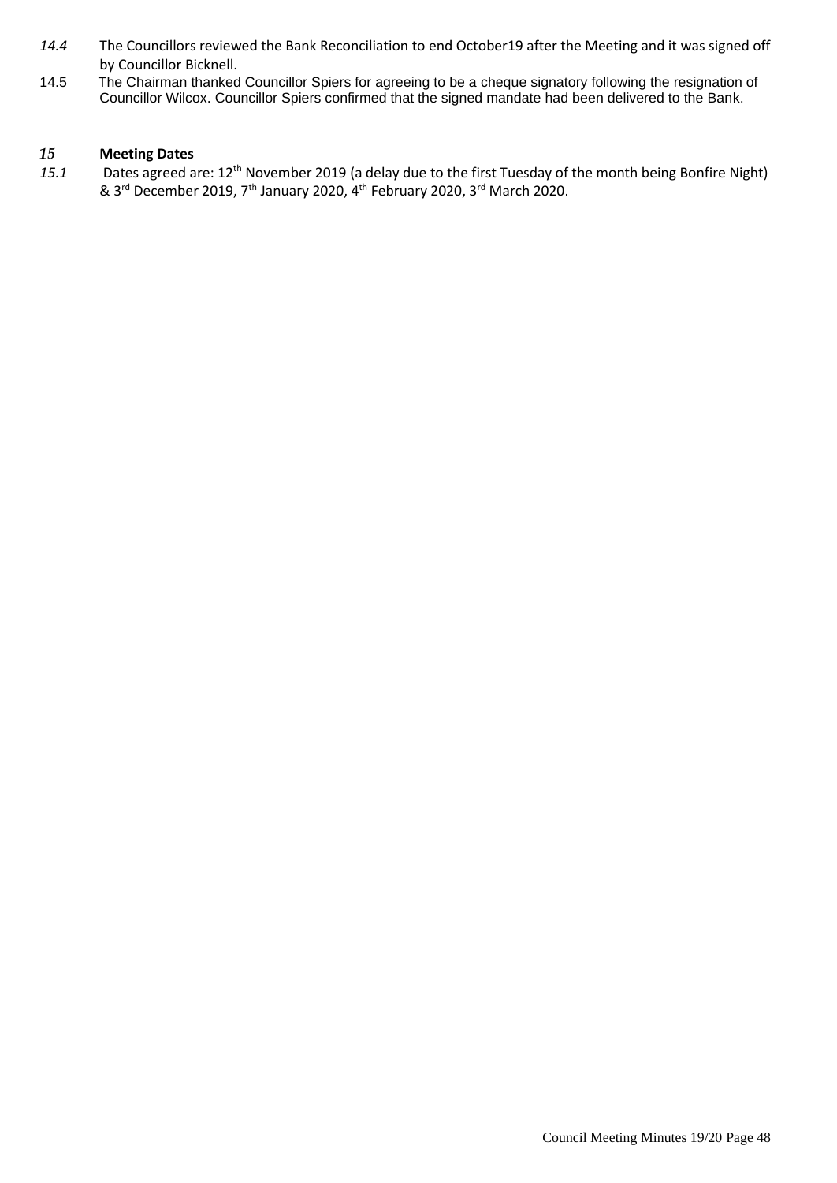*14.4* The Councillors reviewed the Bank Reconciliation to end October19 after the Meeting and it was signed off by Councillor Bicknell.

14.5 The Chairman thanked Councillor Spiers for agreeing to be a cheque signatory following the resignation of Councillor Wilcox. Councillor Spiers confirmed that the signed mandate had been delivered to the Bank.

## *15* **Meeting Dates**

*15.1* Dates agreed are: 12th November 2019 (a delay due to the first Tuesday of the month being Bonfire Night) & 3rd December 2019, 7th January 2020, 4th February 2020, 3rd March 2020.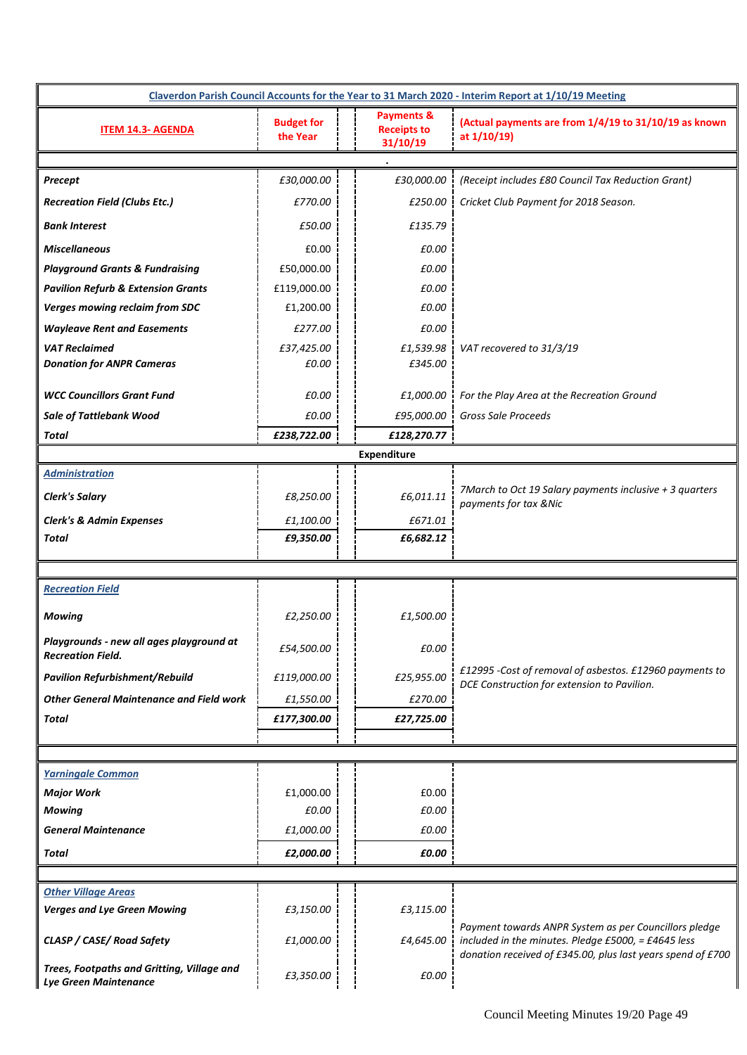| Claverdon Parish Council Accounts for the Year to 31 March 2020 - Interim Report at 1/10/19 Meeting | | | |
|---|---|---|---|
| **ITEM 14.3- AGENDA** | **Budget for the Year** | **Payments & Receipts to 31/10/19** | **(Actual payments are from 1/4/19 to 31/10/19 as known at 1/10/19)** |
| | | . | |
| ***Precept*** | *£30,000.00* | *£30,000.00* | *(Receipt includes £80 Council Tax Reduction Grant)* |
| ***Recreation Field (Clubs Etc.)*** | *£770.00* | *£250.00* | *Cricket Club Payment for 2018 Season.* |
| ***Bank Interest*** | *£50.00* | *£135.79* | |
| ***Miscellaneous*** | £0.00 | *£0.00* | |
| ***Playground Grants & Fundraising*** | £50,000.00 | *£0.00* | |
| ***Pavilion Refurb & Extension Grants*** | £119,000.00 | *£0.00* | |
| ***Verges mowing reclaim from SDC*** | £1,200.00 | *£0.00* | |
| ***Wayleave Rent and Easements*** | *£277.00* | *£0.00* | |
| ***VAT Reclaimed*** | *£37,425.00* | *£1,539.98* | *VAT recovered to 31/3/19* |
| ***Donation for ANPR Cameras*** | *£0.00* | *£345.00* | |
| ***WCC Councillors Grant Fund*** | *£0.00* | *£1,000.00* | *For the Play Area at the Recreation Ground* |
| ***Sale of Tattlebank Wood*** | *£0.00* | *£95,000.00* | *Gross Sale Proceeds* |
| ***Total*** | ***£238,722.00*** | ***£128,270.77*** | |
| | | **Expenditure** | |
| ***Administration*** | | | |
| ***Clerk's Salary*** | *£8,250.00* | *£6,011.11* | *7March to Oct 19 Salary payments inclusive + 3 quarters payments for tax &Nic* |
| ***Clerk's & Admin Expenses*** | *£1,100.00* | *£671.01* | |
| ***Total*** | ***£9,350.00*** | ***£6,682.12*** | |
| | | | |
| ***Recreation Field*** | | | |
| ***Mowing*** | *£2,250.00* | *£1,500.00* | |
| ***Playgrounds - new all ages playground at Recreation Field.*** | *£54,500.00* | *£0.00* | |
| ***Pavilion Refurbishment/Rebuild*** | *£119,000.00* | *£25,955.00* | *£12995 -Cost of removal of asbestos. £12960 payments to DCE Construction for extension to Pavilion.* |
| ***Other General Maintenance and Field work*** | *£1,550.00* | *£270.00* | |
| ***Total*** | ***£177,300.00*** | ***£27,725.00*** | |
| | | | |
| ***Yarningale Common*** | | | |
| ***Major Work*** | £1,000.00 | £0.00 | |
| ***Mowing*** | *£0.00* | *£0.00* | |
| ***General Maintenance*** | £1,000.00 | £0.00 | |
| ***Total*** | ***£2,000.00*** | ***£0.00*** | |
| | | | |
| ***Other Village Areas*** | | | |
| ***Verges and Lye Green Mowing*** | *£3,150.00* | *£3,115.00* | |
| ***CLASP / CASE/ Road Safety*** | *£1,000.00* | *£4,645.00* | *Payment towards ANPR System as per Councillors pledge included in the minutes. Pledge £5000, = £4645 less donation received of £345.00, plus last years spend of £700* |
| ***Trees, Footpaths and Gritting, Village and Lye Green Maintenance*** | *£3,350.00* | *£0.00* | |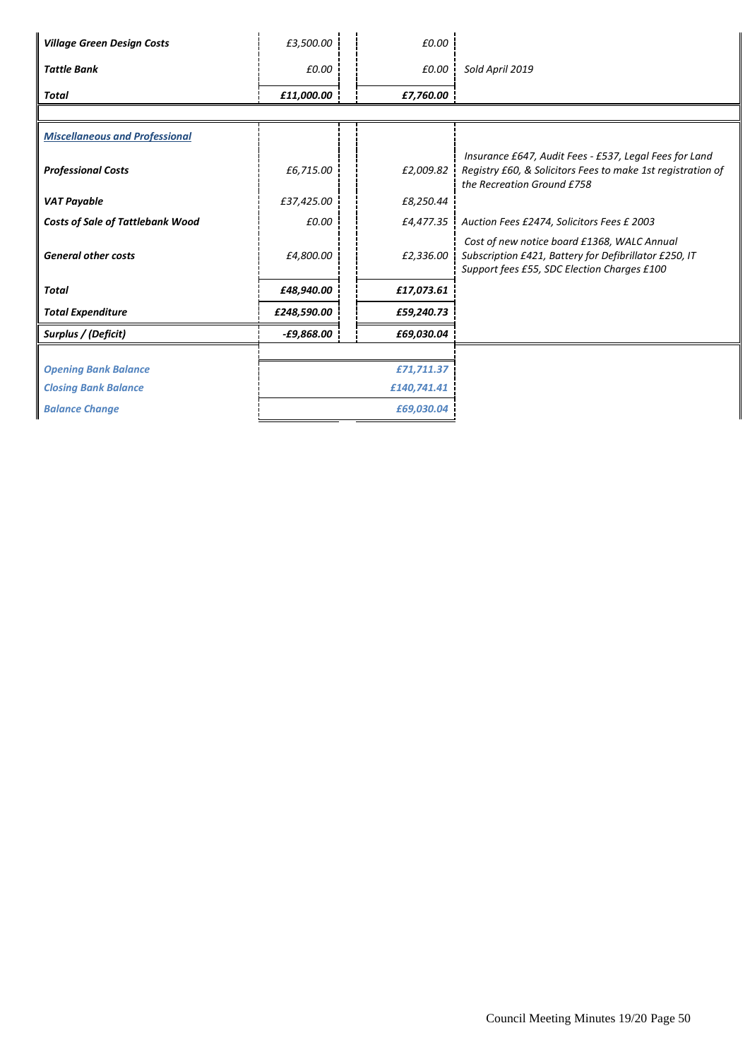| | | | |
|---|---|---|---|
| ***Village Green Design Costs*** | *£3,500.00* | *£0.00* | |
| ***Tattle Bank*** | *£0.00* | *£0.00* | *Sold April 2019* |
| ***Total*** | ***£11,000.00*** | ***£7,760.00*** | |
| | | | |
| ***Miscellaneous and Professional*** | | | |
| ***Professional Costs*** | *£6,715.00* | *£2,009.82* | *Insurance £647, Audit Fees - £537, Legal Fees for Land Registry £60, & Solicitors Fees to make 1st registration of the Recreation Ground £758* |
| ***VAT Payable*** | *£37,425.00* | *£8,250.44* | |
| ***Costs of Sale of Tattlebank Wood*** | *£0.00* | *£4,477.35* | *Auction Fees £2474, Solicitors Fees £ 2003* |
| ***General other costs*** | *£4,800.00* | *£2,336.00* | *Cost of new notice board £1368, WALC Annual Subscription £421, Battery for Defibrillator £250, IT Support fees £55, SDC Election Charges £100* |
| ***Total*** | ***£48,940.00*** | ***£17,073.61*** | |
| ***Total Expenditure*** | ***£248,590.00*** | ***£59,240.73*** | |
| ***Surplus / (Deficit)*** | ***-£9,868.00*** | ***£69,030.04*** | |
| | | | |
| ***Opening Bank Balance*** | | ***£71,711.37*** | |
| ***Closing Bank Balance*** | | ***£140,741.41*** | |
| ***Balance Change*** | | ***£69,030.04*** | |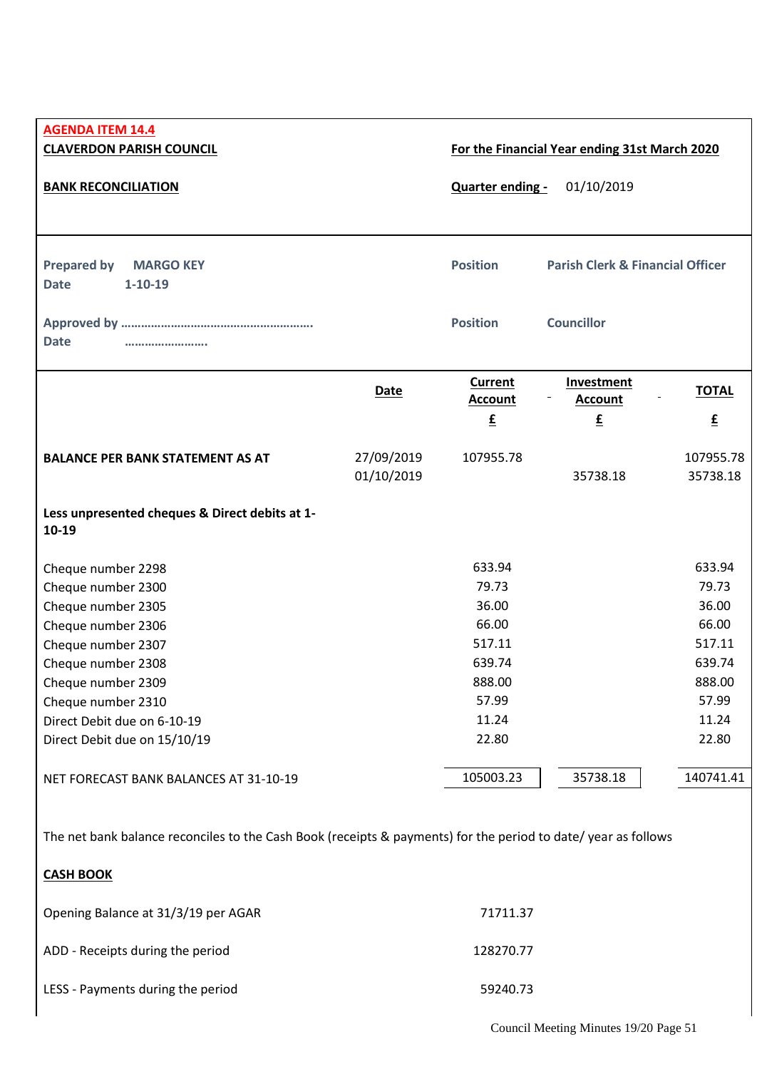**AGENDA ITEM 14.4**

**CLAVERDON PARISH COUNCIL** | **For the Financial Year ending 31st March 2020**

**BANK RECONCILIATION** | **Quarter ending -** 01/10/2019

**Prepared by** MARGO KEY | **Position** Parish Clerk & Financial Officer
**Date** 1-10-19

**Approved by** ……………………………………………….. | **Position** Councillor
**Date** ……………………

| | Date | Current Account £ | Investment Account £ | TOTAL £ |
|---|---|---|---|---|
| **BALANCE PER BANK STATEMENT AS AT** | 27/09/2019 | 107955.78 | | 107955.78 |
| | 01/10/2019 | | 35738.18 | 35738.18 |
| **Less unpresented cheques & Direct debits at 1-10-19** | | | | |
| Cheque number 2298 | | 633.94 | | 633.94 |
| Cheque number 2300 | | 79.73 | | 79.73 |
| Cheque number 2305 | | 36.00 | | 36.00 |
| Cheque number 2306 | | 66.00 | | 66.00 |
| Cheque number 2307 | | 517.11 | | 517.11 |
| Cheque number 2308 | | 639.74 | | 639.74 |
| Cheque number 2309 | | 888.00 | | 888.00 |
| Cheque number 2310 | | 57.99 | | 57.99 |
| Direct Debit due on 6-10-19 | | 11.24 | | 11.24 |
| Direct Debit due on 15/10/19 | | 22.80 | | 22.80 |
| NET FORECAST BANK BALANCES AT 31-10-19 | | 105003.23 | 35738.18 | 140741.41 |

The net bank balance reconciles to the Cash Book (receipts & payments) for the period to date/ year as follows

**CASH BOOK**

| | |
|---|---|
| Opening Balance at 31/3/19 per AGAR | 71711.37 |
| ADD - Receipts during the period | 128270.77 |
| LESS - Payments during the period | 59240.73 |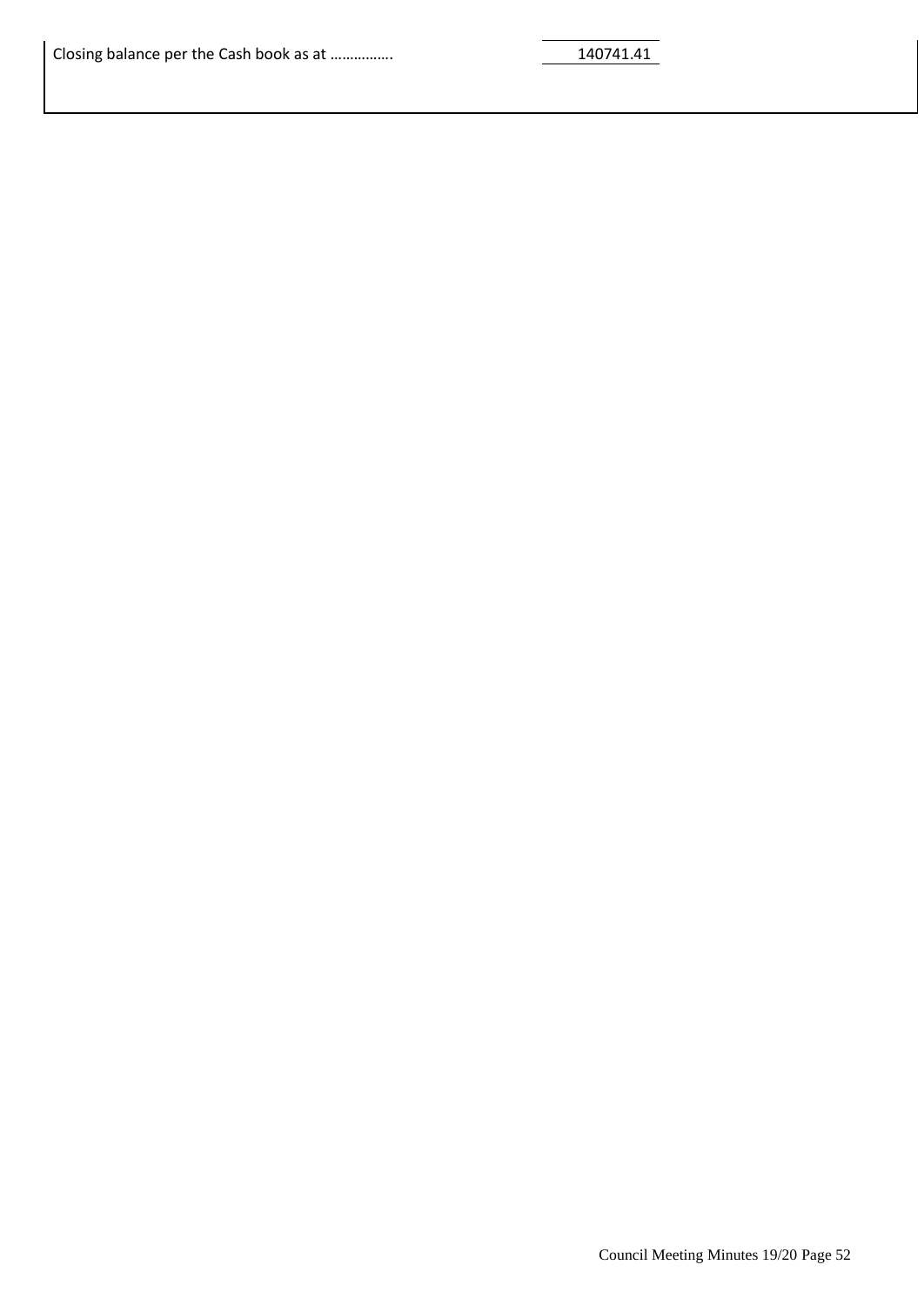| | |
|---|---|
| Closing balance per the Cash book as at ……………. | 140741.41 |